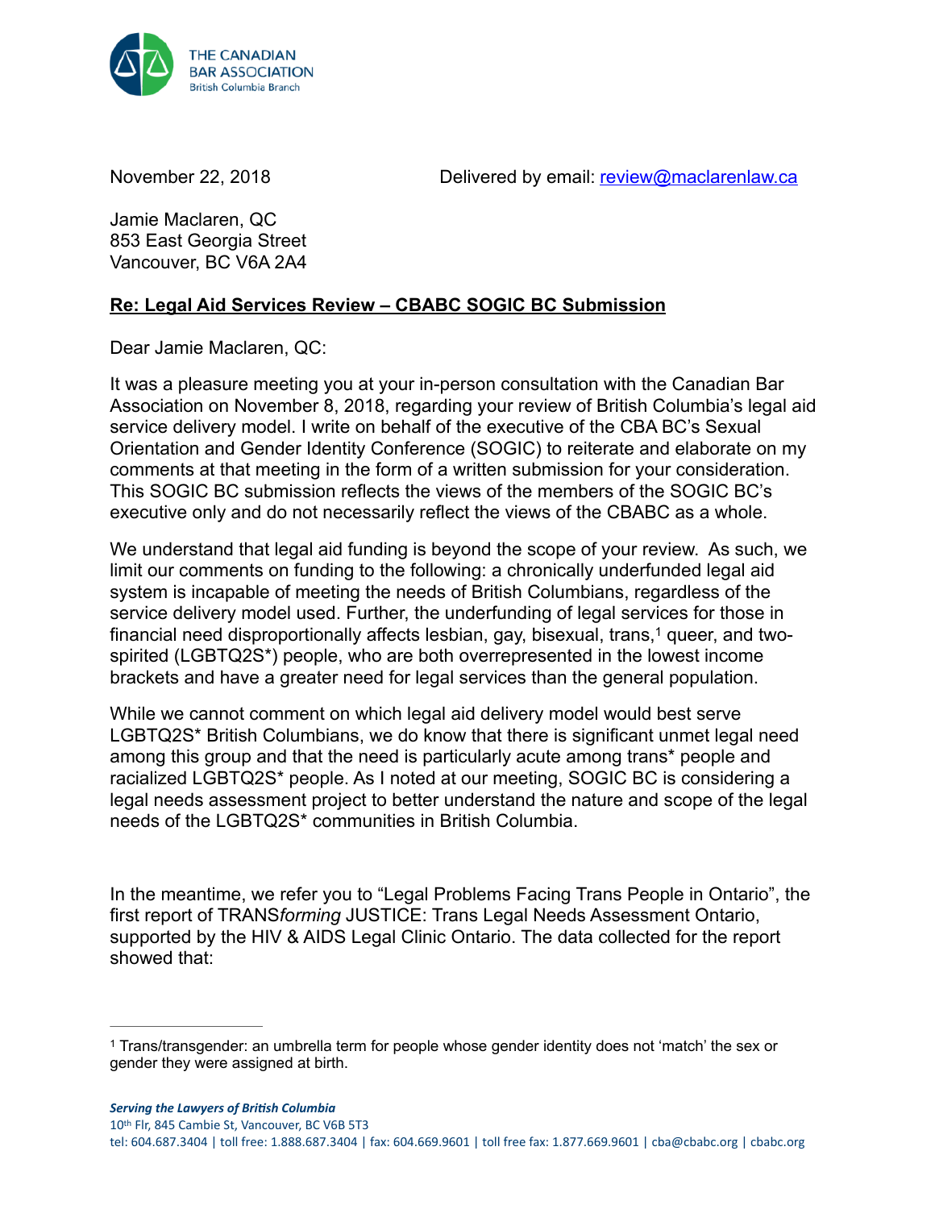THE CANADIAN BAR ASSOCIATION
British Columbia Branch

November 22, 2018 Delivered by email: review@maclarenlaw.ca

Jamie Maclaren, QC
853 East Georgia Street
Vancouver, BC V6A 2A4

**Re: Legal Aid Services Review – CBABC SOGIC BC Submission**

Dear Jamie Maclaren, QC:

It was a pleasure meeting you at your in-person consultation with the Canadian Bar Association on November 8, 2018, regarding your review of British Columbia's legal aid service delivery model. I write on behalf of the executive of the CBA BC's Sexual Orientation and Gender Identity Conference (SOGIC) to reiterate and elaborate on my comments at that meeting in the form of a written submission for your consideration. This SOGIC BC submission reflects the views of the members of the SOGIC BC's executive only and do not necessarily reflect the views of the CBABC as a whole.

We understand that legal aid funding is beyond the scope of your review. As such, we limit our comments on funding to the following: a chronically underfunded legal aid system is incapable of meeting the needs of British Columbians, regardless of the service delivery model used. Further, the underfunding of legal services for those in financial need disproportionally affects lesbian, gay, bisexual, trans,[1] queer, and two-spirited (LGBTQ2S*) people, who are both overrepresented in the lowest income brackets and have a greater need for legal services than the general population.

While we cannot comment on which legal aid delivery model would best serve LGBTQ2S* British Columbians, we do know that there is significant unmet legal need among this group and that the need is particularly acute among trans* people and racialized LGBTQ2S* people. As I noted at our meeting, SOGIC BC is considering a legal needs assessment project to better understand the nature and scope of the legal needs of the LGBTQ2S* communities in British Columbia.

In the meantime, we refer you to "Legal Problems Facing Trans People in Ontario", the first report of TRANS*forming* JUSTICE: Trans Legal Needs Assessment Ontario, supported by the HIV & AIDS Legal Clinic Ontario. The data collected for the report showed that:

---

[1] Trans/transgender: an umbrella term for people whose gender identity does not 'match' the sex or gender they were assigned at birth.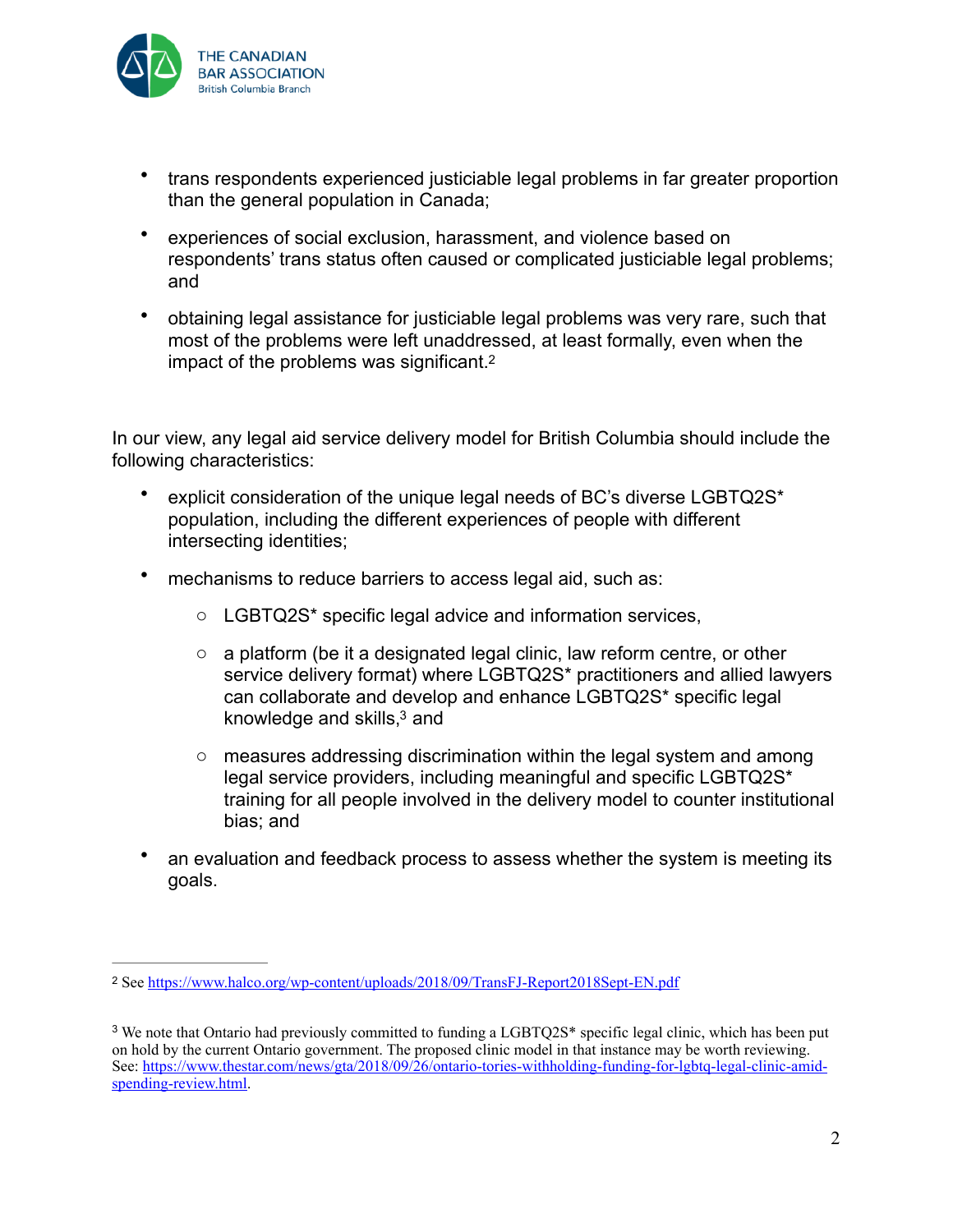- trans respondents experienced justiciable legal problems in far greater proportion than the general population in Canada;
- experiences of social exclusion, harassment, and violence based on respondents' trans status often caused or complicated justiciable legal problems; and
- obtaining legal assistance for justiciable legal problems was very rare, such that most of the problems were left unaddressed, at least formally, even when the impact of the problems was significant.[2]

In our view, any legal aid service delivery model for British Columbia should include the following characteristics:

- explicit consideration of the unique legal needs of BC's diverse LGBTQ2S* population, including the different experiences of people with different intersecting identities;
- mechanisms to reduce barriers to access legal aid, such as:
  - LGBTQ2S* specific legal advice and information services,
  - a platform (be it a designated legal clinic, law reform centre, or other service delivery format) where LGBTQ2S* practitioners and allied lawyers can collaborate and develop and enhance LGBTQ2S* specific legal knowledge and skills,[3] and
  - measures addressing discrimination within the legal system and among legal service providers, including meaningful and specific LGBTQ2S* training for all people involved in the delivery model to counter institutional bias; and
- an evaluation and feedback process to assess whether the system is meeting its goals.

---

[2] See https://www.halco.org/wp-content/uploads/2018/09/TransFJ-Report2018Sept-EN.pdf

[3] We note that Ontario had previously committed to funding a LGBTQ2S* specific legal clinic, which has been put on hold by the current Ontario government. The proposed clinic model in that instance may be worth reviewing. See: https://www.thestar.com/news/gta/2018/09/26/ontario-tories-withholding-funding-for-lgbtq-legal-clinic-amid-spending-review.html.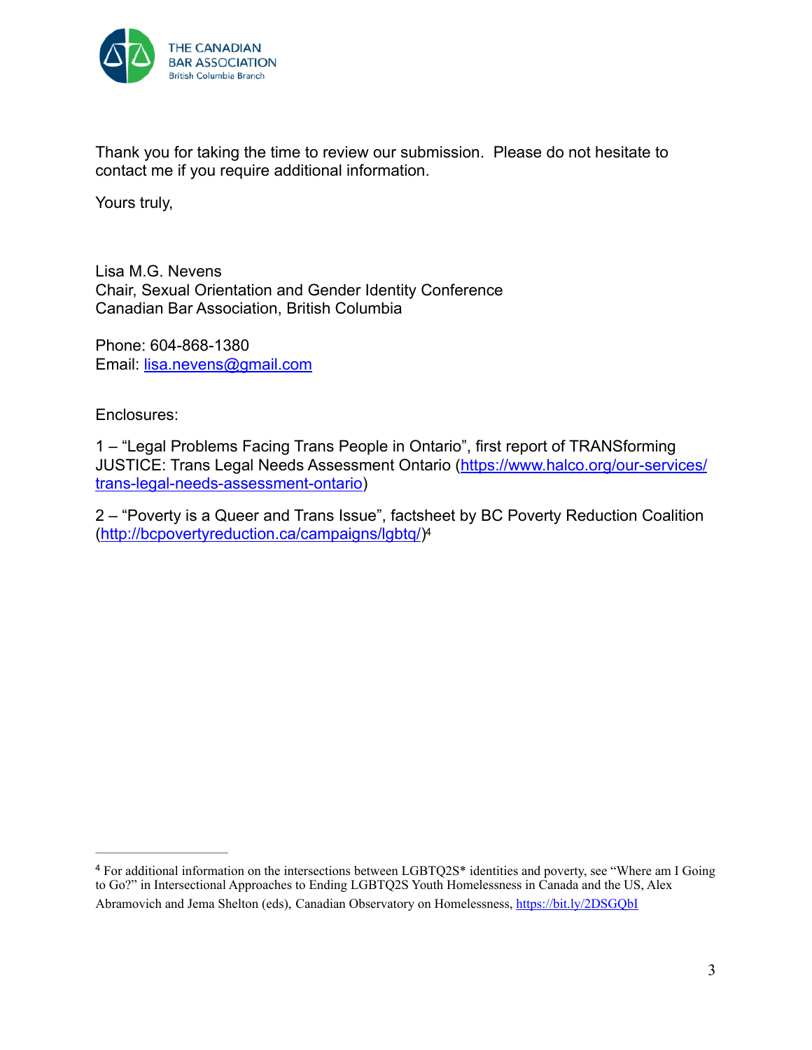THE CANADIAN BAR ASSOCIATION
British Columbia Branch

Thank you for taking the time to review our submission. Please do not hesitate to contact me if you require additional information.

Yours truly,

Lisa M.G. Nevens
Chair, Sexual Orientation and Gender Identity Conference
Canadian Bar Association, British Columbia

Phone: 604-868-1380
Email: lisa.nevens@gmail.com

Enclosures:

1 – "Legal Problems Facing Trans People in Ontario", first report of TRANSforming JUSTICE: Trans Legal Needs Assessment Ontario (https://www.halco.org/our-services/trans-legal-needs-assessment-ontario)

2 – "Poverty is a Queer and Trans Issue", factsheet by BC Poverty Reduction Coalition (http://bcpovertyreduction.ca/campaigns/lgbtq/)[4]

---

[4] For additional information on the intersections between LGBTQ2S* identities and poverty, see "Where am I Going to Go?" in Intersectional Approaches to Ending LGBTQ2S Youth Homelessness in Canada and the US, Alex Abramovich and Jema Shelton (eds), Canadian Observatory on Homelessness, https://bit.ly/2DSGQbI